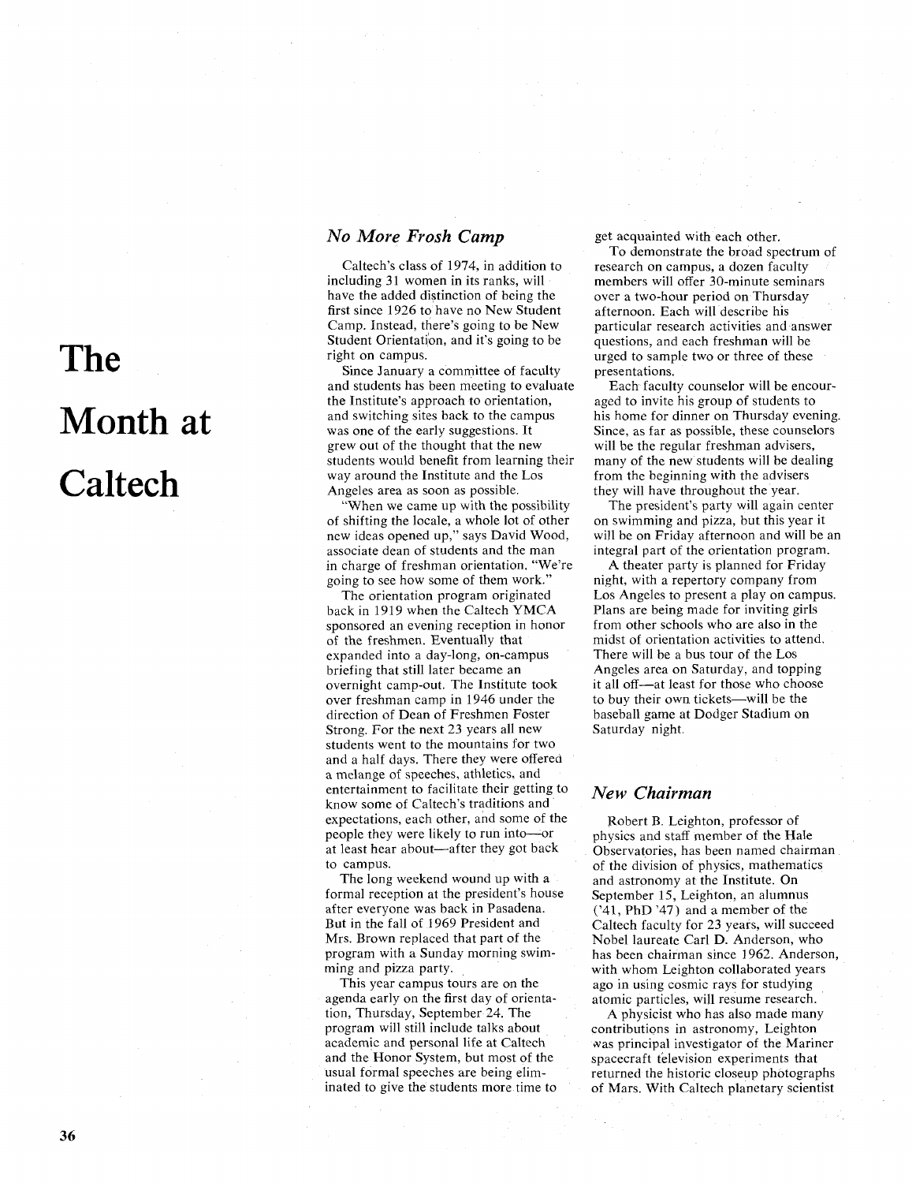# The Month at Caltech

## *No More Frosh Camp*

Caltech's class of 1974, in addition to including 31 women in its ranks, will have the added distinction of being the first since 1926 to have no New Student Camp. Instead, there's going to be New Student Orientation, and it's going to be right on campus.

Since January a committee of faculty and students has been meeting to evaluate the Institute's approach to orientation, and switching sites back to the campus was one of the early suggestions. It grew out of the thought that the new students would benefit from learning their way around the Institute and the Los Angeles area as soon as possible.

"When we came up with the possibility of shifting the locale, a whole lot of other new ideas opened up," says David Wood, associate dean of students and the man in charge of freshman orientation. "We're going to see how some of them work."

The orientation program originated back in 1919 when the Caltech YMCA sponsored an evening reception in honor of the freshmen. Eventually that expanded into a day-long, on-campus briefing that still later became an overnight camp-out. The Institute took over freshman camp in 1946 under the direction of Dean of Freshmen Foster Strong. For the next 23 years all new students went to the mountains for two and a half days. There they were offered a melange of speeches, athletics, and entertainment to facilitate their getting to know some of Caltech's traditions and expectations, each other, and some of the people they were likely to run into—or at least hear about—after they got back to campus.

The long weekend wound up with a formal reception at the president's house after everyone was back in Pasadena. But in the fall of 1969 President and Mrs. Brown replaced that part of the program with a Sunday morning swimming and pizza party.

This year campus tours are on the agenda early on the first day of orientation, Thursday, September 24. The program will still include talks about academic and personal life at Caltech and the Honor System, but most of the usual formal speeches are being eliminated to give the students more time to get acquainted with each other.

To demonstrate the broad spectrum of research on campus, a dozen faculty members will offer 30-minute seminars over a two-hour period on Thursday afternoon. Each will describe his particular research activities and answer questions, and each freshman will be urged to sample two or three of these presentations.

Each faculty counselor will be encouraged to invite his group of students to his home for dinner on Thursday evening. Since, as far as possible, these counselors will be the regular freshman advisers, many of the new students will be dealing from the beginning with the advisers they will have throughout the year.

The president's party will again center on swimming and pizza, but this year it will be on Friday afternoon and will be an integral part of the orientation program.

A theater party is planned for Friday night, with a repertory company from Los Angeles to present a play on campus. Plans are being made for inviting girls from other schools who are also in the midst of orientation activities to attend. There will be a bus tour of the Los Angeles area on Saturday, and topping it all off—at least for those who choose to buy their own tickets—will be the baseball game at Dodger Stadium on Saturday night.

## *New Chairman*

Robert B. Leighton, professor of physics and staff member of the Hale Observatories, has been named chairman of the division of physics, mathematics and astronomy at the Institute. On September 15, Leighton, an alumnus ('41, PhD '47) and a member of the Caltech faculty for 23 years, will succeed Nobel laureate Carl D. Anderson, who has been chairman since 1962. Anderson, with whom Leighton collaborated years ago in using cosmic rays for studying atomic particles, will resume research.

A physicist who has also made many contributions in astronomy, Leighton was principal investigator of the Mariner spacecraft television experiments that returned the historic closeup photographs of Mars. With Caltech planetary scientist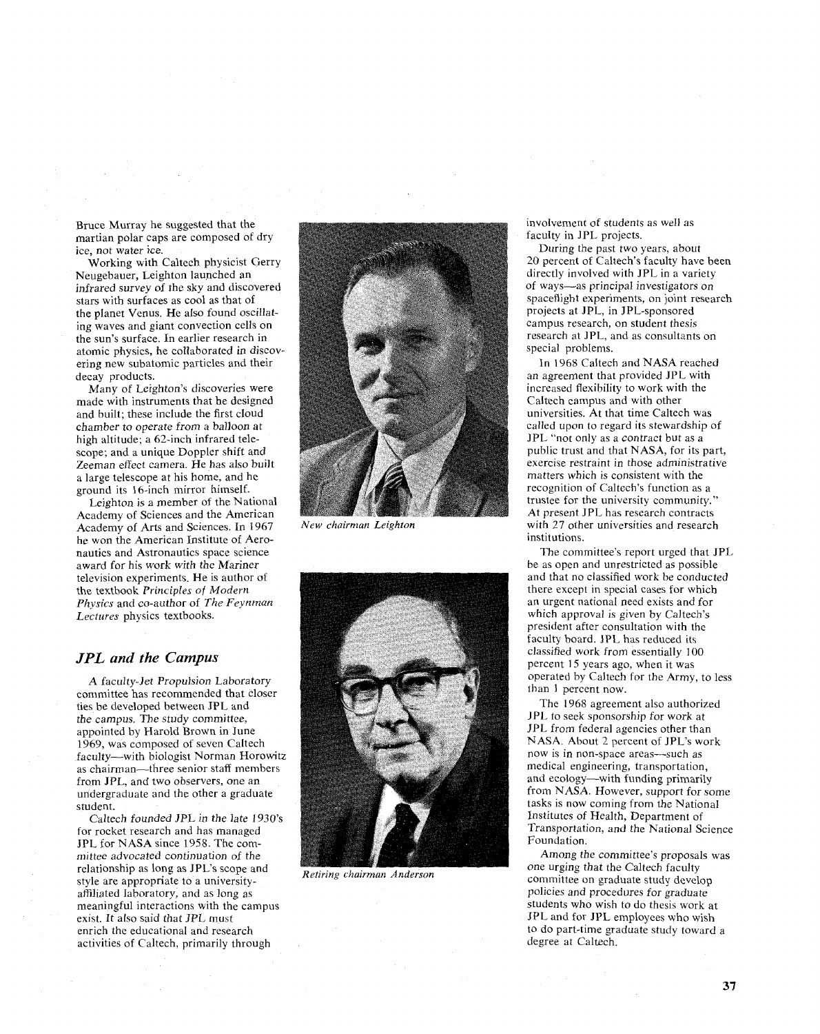Bruce Murray he suggested that the martian polar caps are composed of dry ice, not water ice.

Working with Caltech physicist Gerry Neugebauer, Leighton launched an infrared survey of the sky and discovered stars with surfaces as cool as that of the planet Venus. He also found oscillating waves and giant convection cells on the sun's surface. In earlier research in atomic physics, he collaborated in discovering new subatomic particles and their decay products.

Many of Leighton's discoveries were made with instruments that he designed and built; these include the first cloud chamber to operate from a balloon at high altitude; a 62-inch infrared telescope; and a unique Doppler shift and Zeeman effect camera. He has also built a large telescope at his home, and he ground its 16-inch mirror himself.

Leighton is a member of the National Academy of Sciences and the American Academy of Arts and Sciences. In 1967 he won the American Institute of Aeronautics and Astronautics space science award for his work with the Mariner television experiments. He is author of the textbook *Principles of Modern Physics* and co-author of *The Feynman Lectures* physics textbooks.

*New chairman Leighton*

*Retiring chairman Anderson*

## JPL and the Campus

A faculty-Jet Propulsion Laboratory committee has recommended that closer ties be developed between JPL and the campus. The study committee, appointed by Harold Brown in June 1969, was composed of seven Caltech faculty—with biologist Norman Horowitz as chairman—three senior staff members from JPL, and two observers, one an undergraduate and the other a graduate student.

Caltech founded JPL in the late 1930's for rocket research and has managed JPL for NASA since 1958. The committee advocated continuation of the relationship as long as JPL's scope and style are appropriate to a university-affiliated laboratory, and as long as meaningful interactions with the campus exist. It also said that JPL must enrich the educational and research activities of Caltech, primarily through involvement of students as well as faculty in JPL projects.

During the past two years, about 20 percent of Caltech's faculty have been directly involved with JPL in a variety of ways—as principal investigators on spaceflight experiments, on joint research projects at JPL, in JPL-sponsored campus research, on student thesis research at JPL, and as consultants on special problems.

In 1968 Caltech and NASA reached an agreement that provided JPL with increased flexibility to work with the Caltech campus and with other universities. At that time Caltech was called upon to regard its stewardship of JPL "not only as a contract but as a public trust and that NASA, for its part, exercise restraint in those administrative matters which is consistent with the recognition of Caltech's function as a trustee for the university community." At present JPL has research contracts with 27 other universities and research institutions.

The committee's report urged that JPL be as open and unrestricted as possible and that no classified work be conducted there except in special cases for which an urgent national need exists and for which approval is given by Caltech's president after consultation with the faculty board. JPL has reduced its classified work from essentially 100 percent 15 years ago, when it was operated by Caltech for the Army, to less than 1 percent now.

The 1968 agreement also authorized JPL to seek sponsorship for work at JPL from federal agencies other than NASA. About 2 percent of JPL's work now is in non-space areas—such as medical engineering, transportation, and ecology—with funding primarily from NASA. However, support for some tasks is now coming from the National Institutes of Health, Department of Transportation, and the National Science Foundation.

Among the committee's proposals was one urging that the Caltech faculty committee on graduate study develop policies and procedures for graduate students who wish to do thesis work at JPL and for JPL employees who wish to do part-time graduate study toward a degree at Caltech.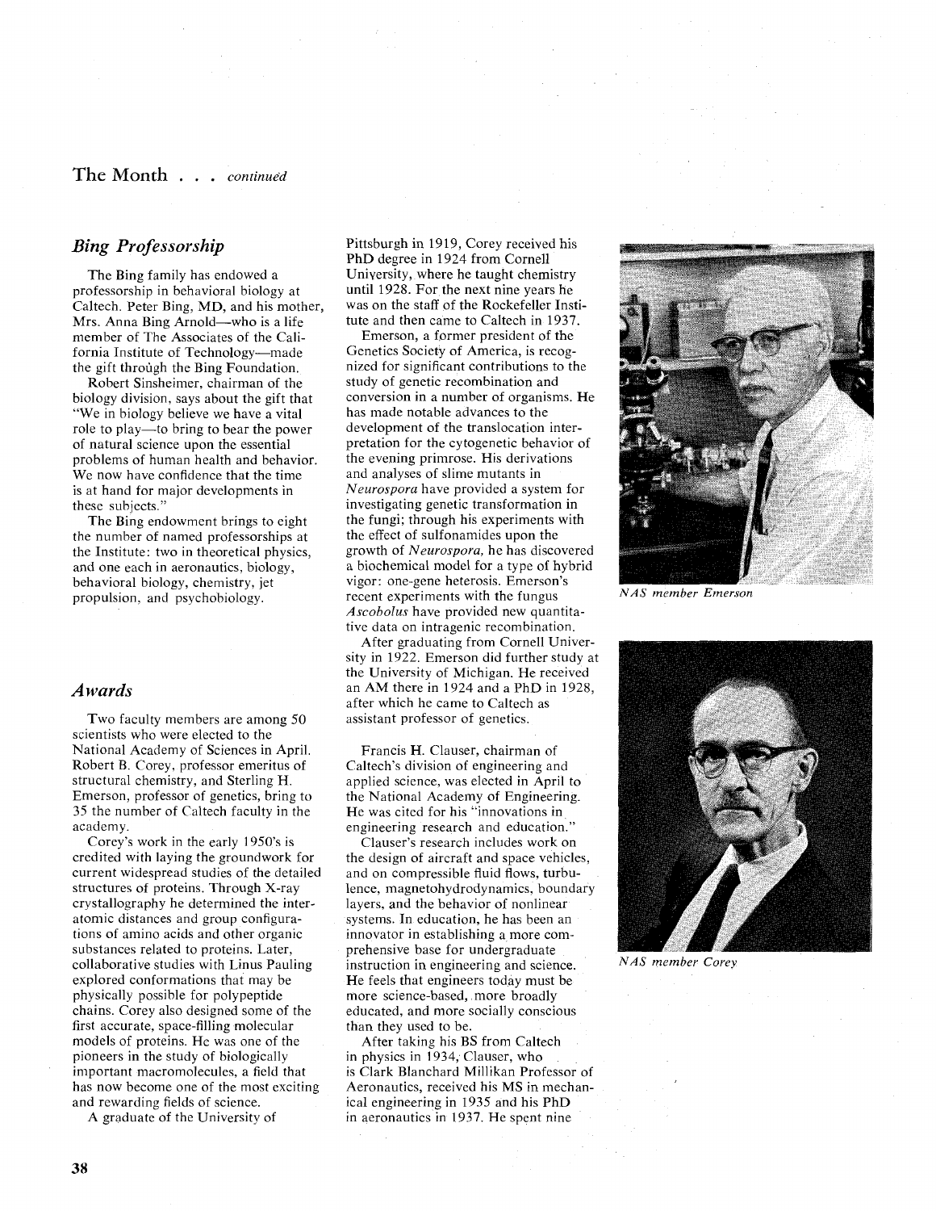## The Month . . . *continued*

### *Bing Professorship*

The Bing family has endowed a professorship in behavioral biology at Caltech. Peter Bing, MD, and his mother, Mrs. Anna Bing Arnold—who is a life member of The Associates of the California Institute of Technology—made the gift through the Bing Foundation.

Robert Sinsheimer, chairman of the biology division, says about the gift that "We in biology believe we have a vital role to play—to bring to bear the power of natural science upon the essential problems of human health and behavior. We now have confidence that the time is at hand for major developments in these subjects."

The Bing endowment brings to eight the number of named professorships at the Institute: two in theoretical physics, and one each in aeronautics, biology, behavioral biology, chemistry, jet propulsion, and psychobiology.

### *Awards*

Two faculty members are among 50 scientists who were elected to the National Academy of Sciences in April. Robert B. Corey, professor emeritus of structural chemistry, and Sterling H. Emerson, professor of genetics, bring to 35 the number of Caltech faculty in the academy.

Corey's work in the early 1950's is credited with laying the groundwork for current widespread studies of the detailed structures of proteins. Through X-ray crystallography he determined the interatomic distances and group configurations of amino acids and other organic substances related to proteins. Later, collaborative studies with Linus Pauling explored conformations that may be physically possible for polypeptide chains. Corey also designed some of the first accurate, space-filling molecular models of proteins. He was one of the pioneers in the study of biologically important macromolecules, a field that has now become one of the most exciting and rewarding fields of science.

A graduate of the University of Pittsburgh in 1919, Corey received his PhD degree in 1924 from Cornell University, where he taught chemistry until 1928. For the next nine years he was on the staff of the Rockefeller Institute and then came to Caltech in 1937.

Emerson, a former president of the Genetics Society of America, is recognized for significant contributions to the study of genetic recombination and conversion in a number of organisms. He has made notable advances to the development of the translocation interpretation for the cytogenetic behavior of the evening primrose. His derivations and analyses of slime mutants in *Neurospora* have provided a system for investigating genetic transformation in the fungi; through his experiments with the effect of sulfonamides upon the growth of *Neurospora*, he has discovered a biochemical model for a type of hybrid vigor: one-gene heterosis. Emerson's recent experiments with the fungus *Ascobolus* have provided new quantitative data on intragenic recombination.

After graduating from Cornell University in 1922, Emerson did further study at the University of Michigan. He received an AM there in 1924 and a PhD in 1928, after which he came to Caltech as assistant professor of genetics.

Francis H. Clauser, chairman of Caltech's division of engineering and applied science, was elected in April to the National Academy of Engineering. He was cited for his "innovations in engineering research and education."

Clauser's research includes work on the design of aircraft and space vehicles, and on compressible fluid flows, turbulence, magnetohydrodynamics, boundary layers, and the behavior of nonlinear systems. In education, he has been an innovator in establishing a more comprehensive base for undergraduate instruction in engineering and science. He feels that engineers today must be more science-based, more broadly educated, and more socially conscious than they used to be.

After taking his BS from Caltech in physics in 1934, Clauser, who is Clark Blanchard Millikan Professor of Aeronautics, received his MS in mechanical engineering in 1935 and his PhD in aeronautics in 1937. He spent nine

*NAS member Emerson*

*NAS member Corey*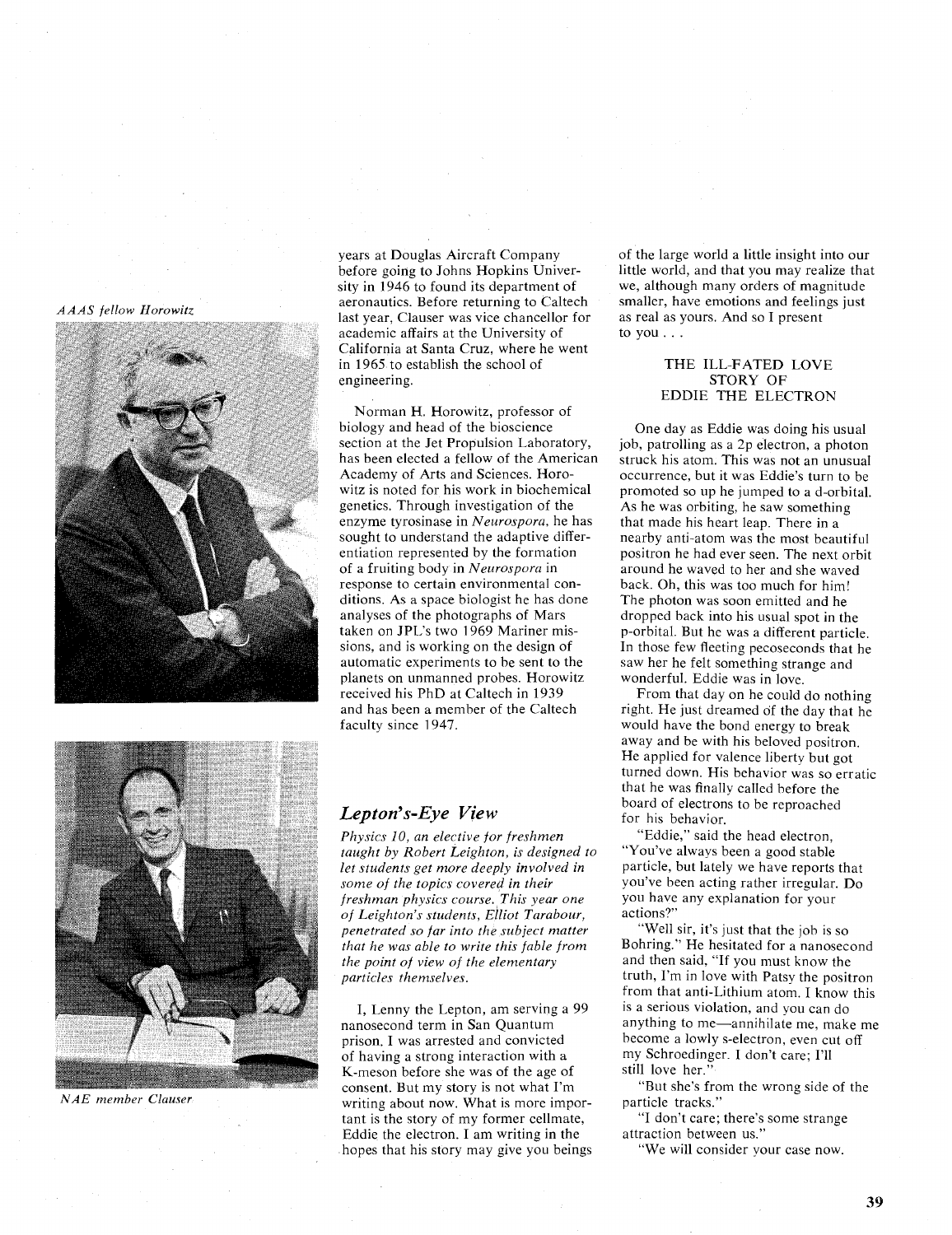*AAAS fellow Horowitz*

*NAE member Clauser*

years at Douglas Aircraft Company before going to Johns Hopkins University in 1946 to found its department of aeronautics. Before returning to Caltech last year, Clauser was vice chancellor for academic affairs at the University of California at Santa Cruz, where he went in 1965 to establish the school of engineering.

Norman H. Horowitz, professor of biology and head of the bioscience section at the Jet Propulsion Laboratory, has been elected a fellow of the American Academy of Arts and Sciences. Horowitz is noted for his work in biochemical genetics. Through investigation of the enzyme tyrosinase in *Neurospora*, he has sought to understand the adaptive differentiation represented by the formation of a fruiting body in *Neurospora* in response to certain environmental conditions. As a space biologist he has done analyses of the photographs of Mars taken on JPL's two 1969 Mariner missions, and is working on the design of automatic experiments to be sent to the planets on unmanned probes. Horowitz received his PhD at Caltech in 1939 and has been a member of the Caltech faculty since 1947.

## *Lepton's-Eye View*

*Physics 10, an elective for freshmen taught by Robert Leighton, is designed to let students get more deeply involved in some of the topics covered in their freshman physics course. This year one of Leighton's students, Elliot Tarabour, penetrated so far into the subject matter that he was able to write this fable from the point of view of the elementary particles themselves.*

I, Lenny the Lepton, am serving a 99 nanosecond term in San Quantum prison. I was arrested and convicted of having a strong interaction with a K-meson before she was of the age of consent. But my story is not what I'm writing about now. What is more important is the story of my former cellmate, Eddie the electron. I am writing in the hopes that his story may give you beings of the large world a little insight into our little world, and that you may realize that we, although many orders of magnitude smaller, have emotions and feelings just as real as yours. And so I present to you . . .

### THE ILL-FATED LOVE STORY OF EDDIE THE ELECTRON

One day as Eddie was doing his usual job, patrolling as a 2p electron, a photon struck his atom. This was not an unusual occurrence, but it was Eddie's turn to be promoted so up he jumped to a d-orbital. As he was orbiting, he saw something that made his heart leap. There in a nearby anti-atom was the most beautiful positron he had ever seen. The next orbit around he waved to her and she waved back. Oh, this was too much for him! The photon was soon emitted and he dropped back into his usual spot in the p-orbital. But he was a different particle. In those few fleeting pecoseconds that he saw her he felt something strange and wonderful. Eddie was in love.

From that day on he could do nothing right. He just dreamed of the day that he would have the bond energy to break away and be with his beloved positron. He applied for valence liberty but got turned down. His behavior was so erratic that he was finally called before the board of electrons to be reproached for his behavior.

"Eddie," said the head electron, "You've always been a good stable particle, but lately we have reports that you've been acting rather irregular. Do you have any explanation for your actions?"

"Well sir, it's just that the job is so Bohring." He hesitated for a nanosecond and then said, "If you must know the truth, I'm in love with Patsy the positron from that anti-Lithium atom. I know this is a serious violation, and you can do anything to me—annihilate me, make me become a lowly s-electron, even cut off my Schroedinger. I don't care; I'll still love her."

"But she's from the wrong side of the particle tracks."

"I don't care; there's some strange attraction between us."

"We will consider your case now.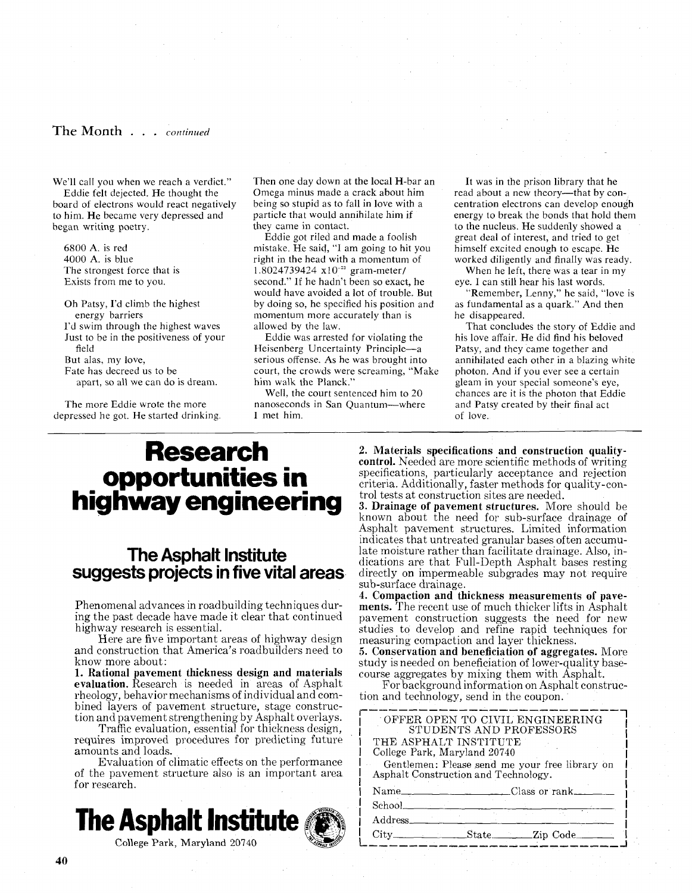## The Month . . . *continued*

We'll call you when we reach a verdict."

Eddie felt dejected. He thought the board of electrons would react negatively to him. He became very depressed and began writing poetry.

> 6800 A. is red
> 4000 A. is blue
> The strongest force that is
> Exists from me to you.
>
> Oh Patsy, I'd climb the highest
> energy barriers
> I'd swim through the highest waves
> Just to be in the positiveness of your
> field
> But alas, my love,
> Fate has decreed us to be
> apart, so all we can do is dream.

The more Eddie wrote the more depressed he got. He started drinking. Then one day down at the local H-bar an Omega minus made a crack about him being so stupid as to fall in love with a particle that would annihilate him if they came in contact.

Eddie got riled and made a foolish mistake. He said, "I am going to hit you right in the head with a momentum of $1.8024739424 \times 10^{-23}$ gram-meter/second." If he hadn't been so exact, he would have avoided a lot of trouble. But by doing so, he specified his position and momentum more accurately than is allowed by the law.

Eddie was arrested for violating the Heisenberg Uncertainty Principle—a serious offense. As he was brought into court, the crowds were screaming, "Make him walk the Planck."

Well, the court sentenced him to 20 nanoseconds in San Quantum—where I met him.

It was in the prison library that he read about a new theory—that by concentration electrons can develop enough energy to break the bonds that hold them to the nucleus. He suddenly showed a great deal of interest, and tried to get himself excited enough to escape. He worked diligently and finally was ready.

When he left, there was a tear in my eye. I can still hear his last words.

"Remember, Lenny," he said, "love is as fundamental as a quark." And then he disappeared.

That concludes the story of Eddie and his love affair. He did find his beloved Patsy, and they came together and annihilated each other in a blazing white photon. And if you ever see a certain gleam in your special someone's eye, chances are it is the photon that Eddie and Patsy created by their final act of love.

---

# Research opportunities in highway engineering

## The Asphalt Institute suggests projects in five vital areas

Phenomenal advances in roadbuilding techniques during the past decade have made it clear that continued highway research is essential.

Here are five important areas of highway design and construction that America's roadbuilders need to know more about:

**1. Rational pavement thickness design and materials evaluation.** Research is needed in areas of Asphalt rheology, behavior mechanisms of individual and combined layers of pavement structure, stage construction and pavement strengthening by Asphalt overlays.

Traffic evaluation, essential for thickness design, requires improved procedures for predicting future amounts and loads.

Evaluation of climatic effects on the performance of the pavement structure also is an important area for research.

**2. Materials specifications and construction quality-control.** Needed are more scientific methods of writing specifications, particularly acceptance and rejection criteria. Additionally, faster methods for quality-control tests at construction sites are needed.

**3. Drainage of pavement structures.** More should be known about the need for sub-surface drainage of Asphalt pavement structures. Limited information indicates that untreated granular bases often accumulate moisture rather than facilitate drainage. Also, indications are that Full-Depth Asphalt bases resting directly on impermeable subgrades may not require sub-surface drainage.

**4. Compaction and thickness measurements of pavements.** The recent use of much thicker lifts in Asphalt pavement construction suggests the need for new studies to develop and refine rapid techniques for measuring compaction and layer thickness.

**5. Conservation and beneficiation of aggregates.** More study is needed on beneficiation of lower-quality base-course aggregates by mixing them with Asphalt.

For background information on Asphalt construction and technology, send in the coupon.

OFFER OPEN TO CIVIL ENGINEERING STUDENTS AND PROFESSORS

THE ASPHALT INSTITUTE
College Park, Maryland 20740

Gentlemen: Please send me your free library on Asphalt Construction and Technology.

Name\_\_\_\_\_\_\_\_\_\_ Class or rank\_\_\_\_\_\_\_\_\_\_

School\_\_\_\_\_\_\_\_\_\_

Address\_\_\_\_\_\_\_\_\_\_

City\_\_\_\_\_\_\_\_\_\_ State\_\_\_\_\_\_\_\_\_\_ Zip Code\_\_\_\_\_\_\_\_\_\_

**The Asphalt Institute**

College Park, Maryland 20740